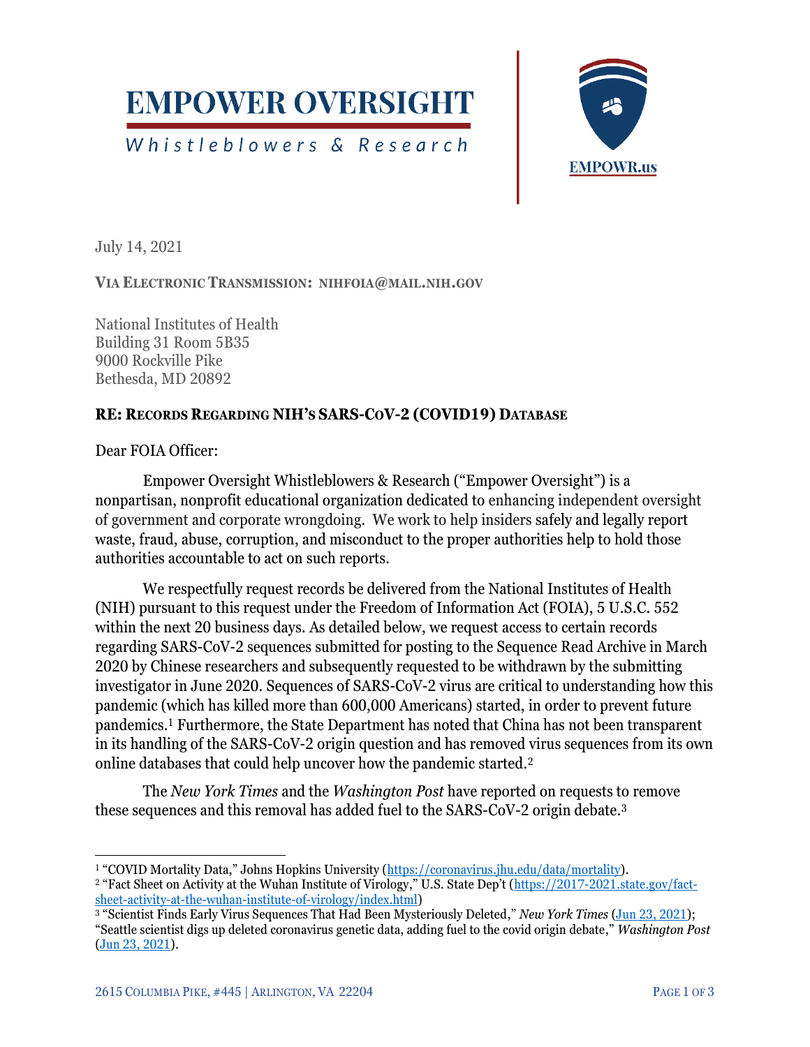# EMPOWER OVERSIGHT

Whistleblowers & Research

EMPOWR.us

July 14, 2021

**VIA ELECTRONIC TRANSMISSION: NIHFOIA@MAIL.NIH.GOV**

National Institutes of Health
Building 31 Room 5B35
9000 Rockville Pike
Bethesda, MD 20892

**RE: RECORDS REGARDING NIH'S SARS-COV-2 (COVID19) DATABASE**

Dear FOIA Officer:

Empower Oversight Whistleblowers & Research ("Empower Oversight") is a nonpartisan, nonprofit educational organization dedicated to enhancing independent oversight of government and corporate wrongdoing. We work to help insiders safely and legally report waste, fraud, abuse, corruption, and misconduct to the proper authorities help to hold those authorities accountable to act on such reports.

We respectfully request records be delivered from the National Institutes of Health (NIH) pursuant to this request under the Freedom of Information Act (FOIA), 5 U.S.C. 552 within the next 20 business days. As detailed below, we request access to certain records regarding SARS-CoV-2 sequences submitted for posting to the Sequence Read Archive in March 2020 by Chinese researchers and subsequently requested to be withdrawn by the submitting investigator in June 2020. Sequences of SARS-CoV-2 virus are critical to understanding how this pandemic (which has killed more than 600,000 Americans) started, in order to prevent future pandemics.[1] Furthermore, the State Department has noted that China has not been transparent in its handling of the SARS-CoV-2 origin question and has removed virus sequences from its own online databases that could help uncover how the pandemic started.[2]

The *New York Times* and the *Washington Post* have reported on requests to remove these sequences and this removal has added fuel to the SARS-CoV-2 origin debate.[3]

---

[1] "COVID Mortality Data," Johns Hopkins University (https://coronavirus.jhu.edu/data/mortality).

[2] "Fact Sheet on Activity at the Wuhan Institute of Virology," U.S. State Dep't (https://2017-2021.state.gov/fact-sheet-activity-at-the-wuhan-institute-of-virology/index.html)

[3] "Scientist Finds Early Virus Sequences That Had Been Mysteriously Deleted," *New York Times* (Jun 23, 2021); "Seattle scientist digs up deleted coronavirus genetic data, adding fuel to the covid origin debate," *Washington Post* (Jun 23, 2021).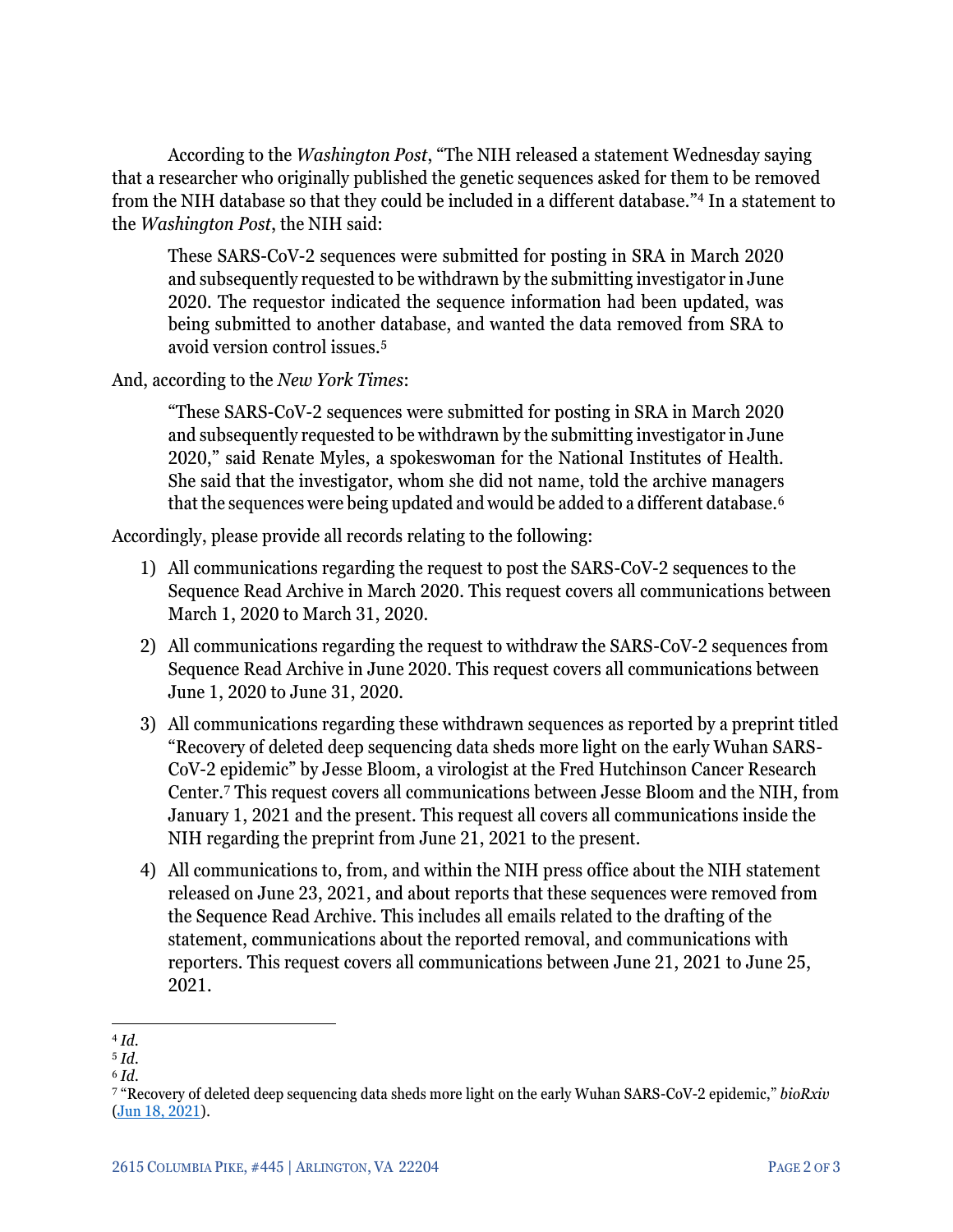According to the *Washington Post*, "The NIH released a statement Wednesday saying that a researcher who originally published the genetic sequences asked for them to be removed from the NIH database so that they could be included in a different database."[4] In a statement to the *Washington Post*, the NIH said:

> These SARS-CoV-2 sequences were submitted for posting in SRA in March 2020 and subsequently requested to be withdrawn by the submitting investigator in June 2020. The requestor indicated the sequence information had been updated, was being submitted to another database, and wanted the data removed from SRA to avoid version control issues.[5]

And, according to the *New York Times*:

> "These SARS-CoV-2 sequences were submitted for posting in SRA in March 2020 and subsequently requested to be withdrawn by the submitting investigator in June 2020," said Renate Myles, a spokeswoman for the National Institutes of Health. She said that the investigator, whom she did not name, told the archive managers that the sequences were being updated and would be added to a different database.[6]

Accordingly, please provide all records relating to the following:

1) All communications regarding the request to post the SARS-CoV-2 sequences to the Sequence Read Archive in March 2020. This request covers all communications between March 1, 2020 to March 31, 2020.
2) All communications regarding the request to withdraw the SARS-CoV-2 sequences from Sequence Read Archive in June 2020. This request covers all communications between June 1, 2020 to June 31, 2020.
3) All communications regarding these withdrawn sequences as reported by a preprint titled "Recovery of deleted deep sequencing data sheds more light on the early Wuhan SARS-CoV-2 epidemic" by Jesse Bloom, a virologist at the Fred Hutchinson Cancer Research Center.[7] This request covers all communications between Jesse Bloom and the NIH, from January 1, 2021 and the present. This request all covers all communications inside the NIH regarding the preprint from June 21, 2021 to the present.
4) All communications to, from, and within the NIH press office about the NIH statement released on June 23, 2021, and about reports that these sequences were removed from the Sequence Read Archive. This includes all emails related to the drafting of the statement, communications about the reported removal, and communications with reporters. This request covers all communications between June 21, 2021 to June 25, 2021.

---

[4] *Id.*

[5] *Id.*

[6] *Id.*

[7] "Recovery of deleted deep sequencing data sheds more light on the early Wuhan SARS-CoV-2 epidemic," *bioRxiv* (Jun 18, 2021).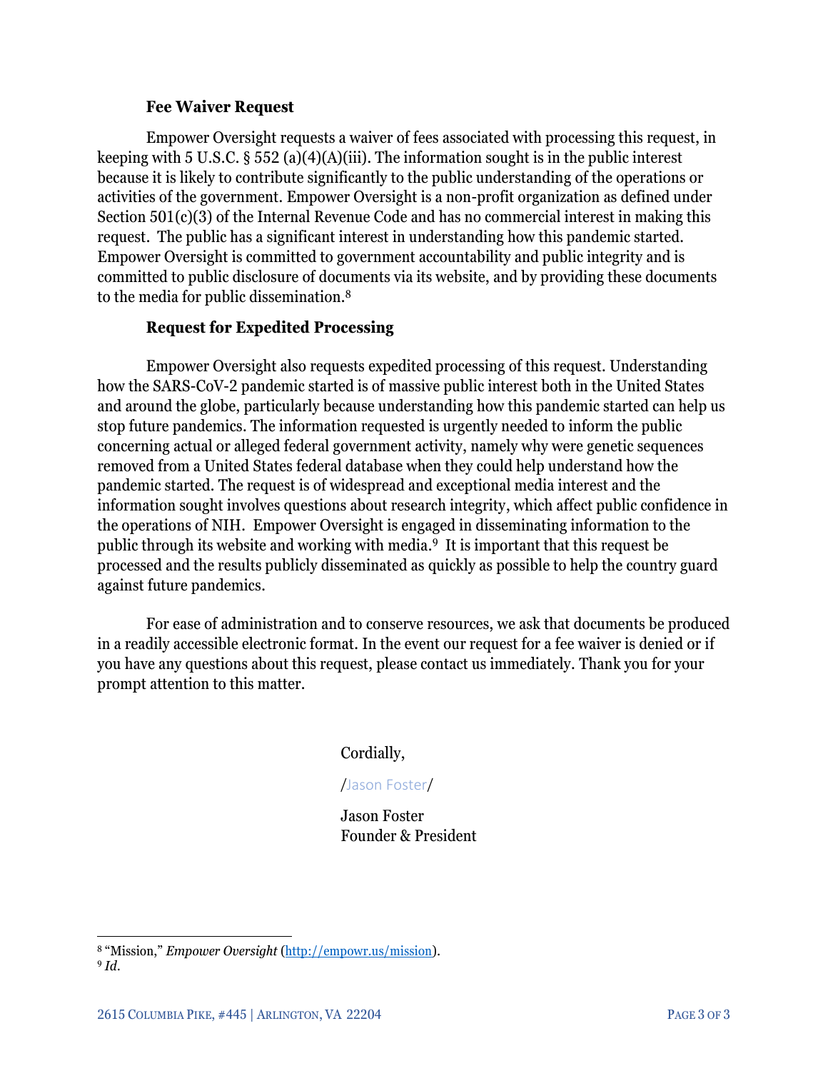### Fee Waiver Request

Empower Oversight requests a waiver of fees associated with processing this request, in keeping with 5 U.S.C. § 552 (a)(4)(A)(iii). The information sought is in the public interest because it is likely to contribute significantly to the public understanding of the operations or activities of the government. Empower Oversight is a non-profit organization as defined under Section 501(c)(3) of the Internal Revenue Code and has no commercial interest in making this request. The public has a significant interest in understanding how this pandemic started. Empower Oversight is committed to government accountability and public integrity and is committed to public disclosure of documents via its website, and by providing these documents to the media for public dissemination.[8]

### Request for Expedited Processing

Empower Oversight also requests expedited processing of this request. Understanding how the SARS-CoV-2 pandemic started is of massive public interest both in the United States and around the globe, particularly because understanding how this pandemic started can help us stop future pandemics. The information requested is urgently needed to inform the public concerning actual or alleged federal government activity, namely why were genetic sequences removed from a United States federal database when they could help understand how the pandemic started. The request is of widespread and exceptional media interest and the information sought involves questions about research integrity, which affect public confidence in the operations of NIH. Empower Oversight is engaged in disseminating information to the public through its website and working with media.[9] It is important that this request be processed and the results publicly disseminated as quickly as possible to help the country guard against future pandemics.

For ease of administration and to conserve resources, we ask that documents be produced in a readily accessible electronic format. In the event our request for a fee waiver is denied or if you have any questions about this request, please contact us immediately. Thank you for your prompt attention to this matter.

Cordially,

/Jason Foster/

Jason Foster
Founder & President

---

[8] "Mission," *Empower Oversight* (http://empowr.us/mission).

[9] *Id.*

2615 Columbia Pike, #445 | Arlington, VA 22204